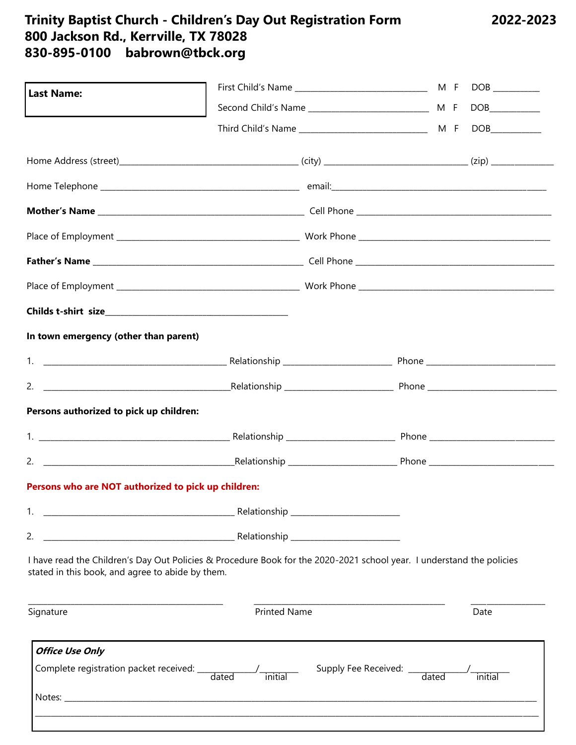# Trinity Baptist Church - Children's Day Out Registration Form 2022-2023

**800 Jackson Rd., Kerrville, TX 78028**

**830-895-0100 babrown@tbck.org**

**Last Name:**

First Child's Name ______________________________ M F DOB __________

Second Child's Name ____________________________ M F DOB__________

Third Child's Name _____________________________ M F DOB__________

Home Address (street)________________________________________ (city) ________________________________ (zip) ______________

Home Telephone _______________________________________________ email:__________________________________________________

**Mother's Name** _______________________________________________ Cell Phone ____________________________________________

Place of Employment ____________________________________________ Work Phone ___________________________________________

**Father's Name** _______________________________________________ Cell Phone ____________________________________________

Place of Employment ____________________________________________ Work Phone ___________________________________________

**Childs t-shirt size**__________________________________________

**In town emergency (other than parent)**

1. ________________________________________ Relationship ________________________ Phone ____________________________

2. ________________________________________ Relationship ________________________ Phone ____________________________

**Persons authorized to pick up children:**

1. ________________________________________ Relationship ________________________ Phone ____________________________

2. ________________________________________ Relationship ________________________ Phone ____________________________

**Persons who are NOT authorized to pick up children:**

1. ________________________________________ Relationship ________________________

2. ________________________________________ Relationship ________________________

I have read the Children's Day Out Policies & Procedure Book for the 2020-2021 school year. I understand the policies stated in this book, and agree to abide by them.

_____________________________________________ _____________________________________________ ________________

Signature Printed Name Date

***Office Use Only***

Complete registration packet received: _____________/_________ Supply Fee Received: _____________/_________
dated initial dated initial

Notes: ______________________________________________________________________________________________________

______________________________________________________________________________________________________________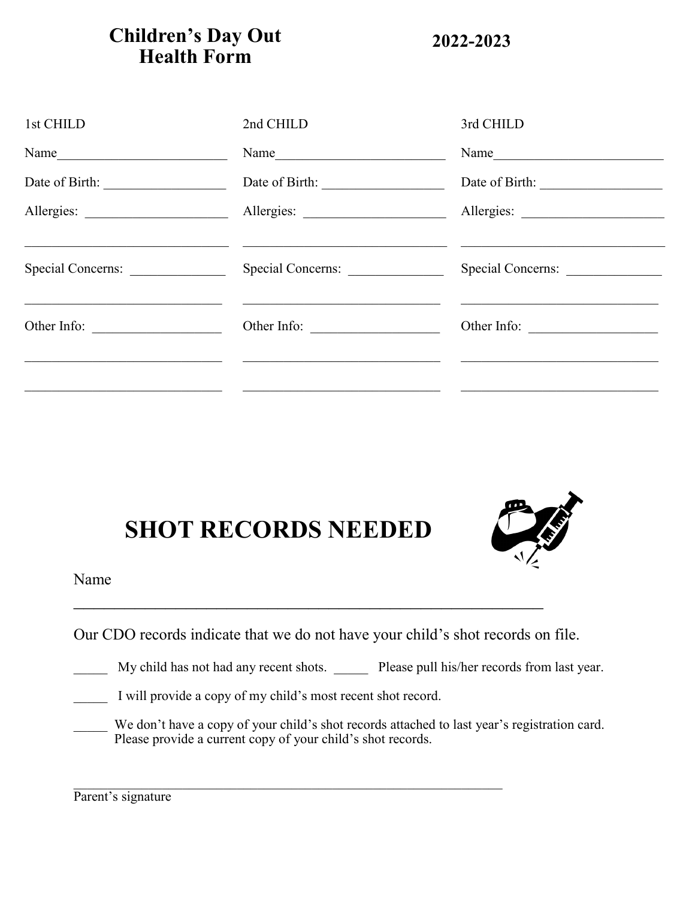# Children's Day Out Health Form

**2022-2023**

| 1st CHILD | 2nd CHILD | 3rd CHILD |
|---|---|---|
| Name________________________ | Name________________________ | Name________________________ |
| Date of Birth: ________________ | Date of Birth: ________________ | Date of Birth: ________________ |
| Allergies: ____________________ | Allergies: ____________________ | Allergies: ____________________ |
| ______________________________ | ______________________________ | ______________________________ |
| Special Concerns: _____________ | Special Concerns: _____________ | Special Concerns: _____________ |
| ______________________________ | ______________________________ | ______________________________ |
| Other Info: __________________ | Other Info: __________________ | Other Info: __________________ |
| ______________________________ | ______________________________ | ______________________________ |
| ______________________________ | ______________________________ | ______________________________ |

# SHOT RECORDS NEEDED

Name

_____________________________________________________________

Our CDO records indicate that we do not have your child's shot records on file.

_____ My child has not had any recent shots. _____ Please pull his/her records from last year.

_____ I will provide a copy of my child's most recent shot record.

_____ We don't have a copy of your child's shot records attached to last year's registration card. Please provide a current copy of your child's shot records.

_____________________________________________________________
Parent's signature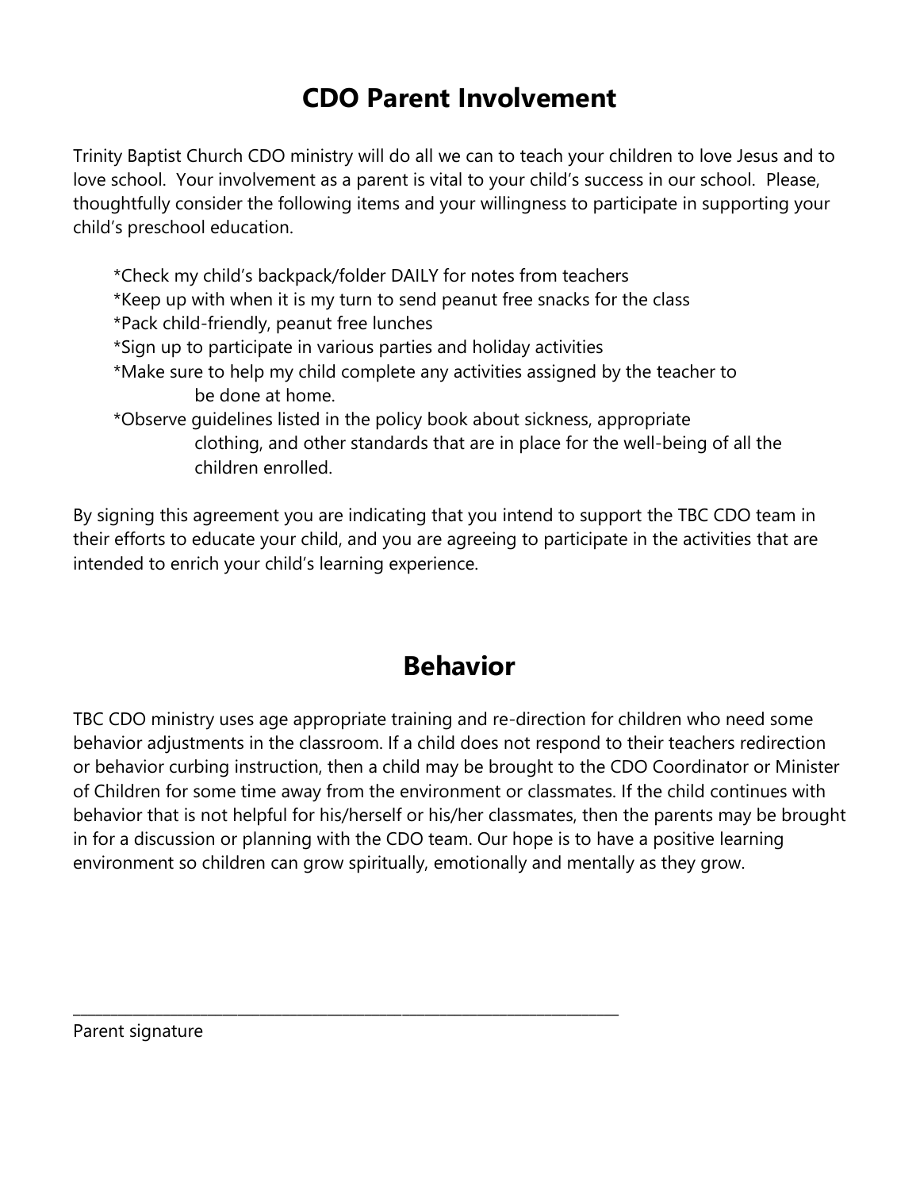# CDO Parent Involvement

Trinity Baptist Church CDO ministry will do all we can to teach your children to love Jesus and to love school. Your involvement as a parent is vital to your child's success in our school. Please, thoughtfully consider the following items and your willingness to participate in supporting your child's preschool education.

*Check my child's backpack/folder DAILY for notes from teachers
*Keep up with when it is my turn to send peanut free snacks for the class
*Pack child-friendly, peanut free lunches
*Sign up to participate in various parties and holiday activities
*Make sure to help my child complete any activities assigned by the teacher to be done at home.
*Observe guidelines listed in the policy book about sickness, appropriate clothing, and other standards that are in place for the well-being of all the children enrolled.

By signing this agreement you are indicating that you intend to support the TBC CDO team in their efforts to educate your child, and you are agreeing to participate in the activities that are intended to enrich your child's learning experience.

# Behavior

TBC CDO ministry uses age appropriate training and re-direction for children who need some behavior adjustments in the classroom. If a child does not respond to their teachers redirection or behavior curbing instruction, then a child may be brought to the CDO Coordinator or Minister of Children for some time away from the environment or classmates. If the child continues with behavior that is not helpful for his/herself or his/her classmates, then the parents may be brought in for a discussion or planning with the CDO team. Our hope is to have a positive learning environment so children can grow spiritually, emotionally and mentally as they grow.

\_\_\_\_\_\_\_\_\_\_\_\_\_\_\_\_\_\_\_\_\_\_\_\_\_\_\_\_\_\_\_\_\_\_\_\_\_\_\_\_\_\_\_\_\_\_\_\_\_\_\_\_

Parent signature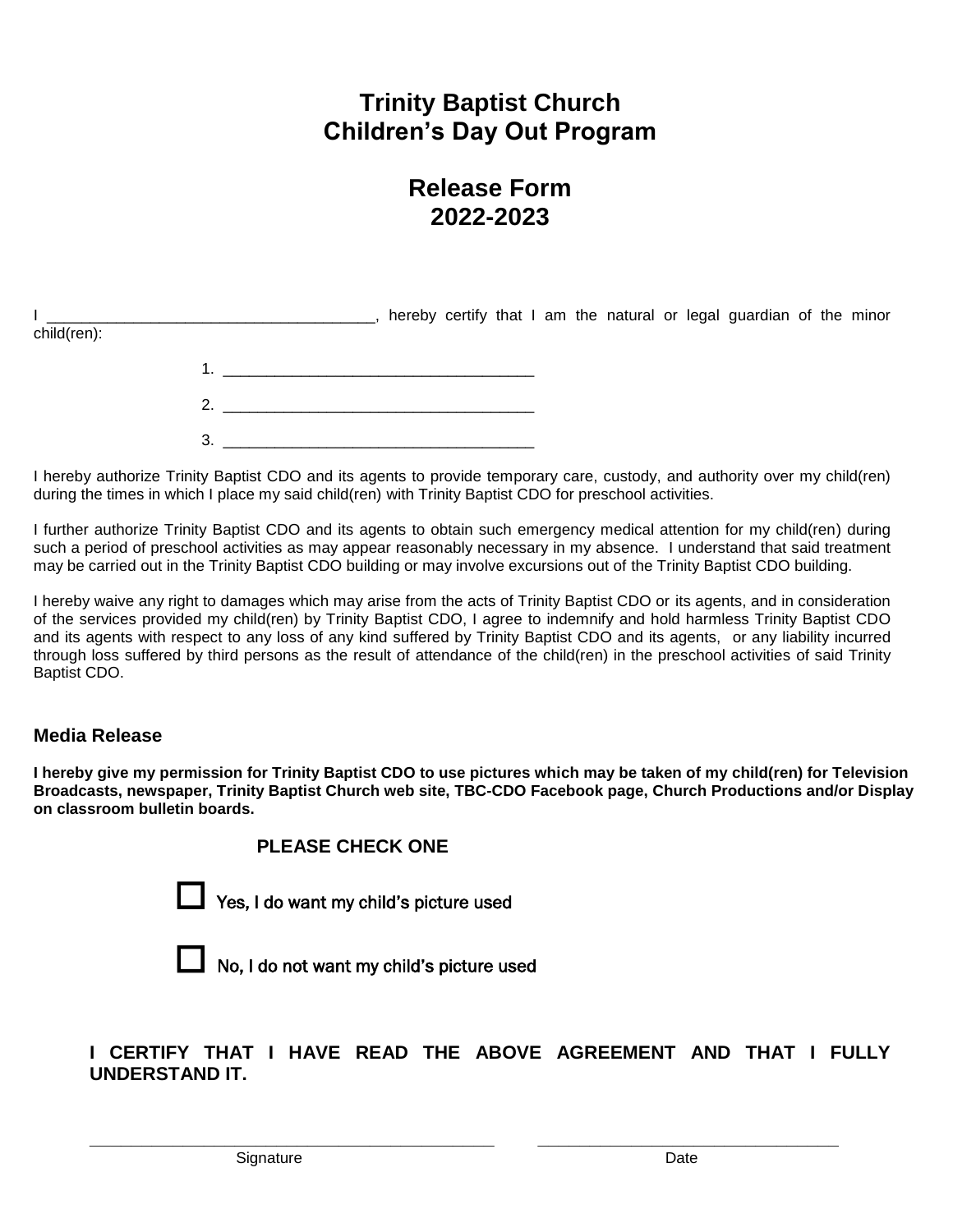# Trinity Baptist Church
# Children's Day Out Program

## Release Form
## 2022-2023

I ______________________________________, hereby certify that I am the natural or legal guardian of the minor child(ren):

1. ____________________________________
2. ____________________________________
3. ____________________________________

I hereby authorize Trinity Baptist CDO and its agents to provide temporary care, custody, and authority over my child(ren) during the times in which I place my said child(ren) with Trinity Baptist CDO for preschool activities.

I further authorize Trinity Baptist CDO and its agents to obtain such emergency medical attention for my child(ren) during such a period of preschool activities as may appear reasonably necessary in my absence. I understand that said treatment may be carried out in the Trinity Baptist CDO building or may involve excursions out of the Trinity Baptist CDO building.

I hereby waive any right to damages which may arise from the acts of Trinity Baptist CDO or its agents, and in consideration of the services provided my child(ren) by Trinity Baptist CDO, I agree to indemnify and hold harmless Trinity Baptist CDO and its agents with respect to any loss of any kind suffered by Trinity Baptist CDO and its agents, or any liability incurred through loss suffered by third persons as the result of attendance of the child(ren) in the preschool activities of said Trinity Baptist CDO.

### Media Release

**I hereby give my permission for Trinity Baptist CDO to use pictures which may be taken of my child(ren) for Television Broadcasts, newspaper, Trinity Baptist Church web site, TBC-CDO Facebook page, Church Productions and/or Display on classroom bulletin boards.**

**PLEASE CHECK ONE**

☐ Yes, I do want my child's picture used

☐ No, I do not want my child's picture used

**I CERTIFY THAT I HAVE READ THE ABOVE AGREEMENT AND THAT I FULLY UNDERSTAND IT.**

______________________________________ ______________________________

Signature Date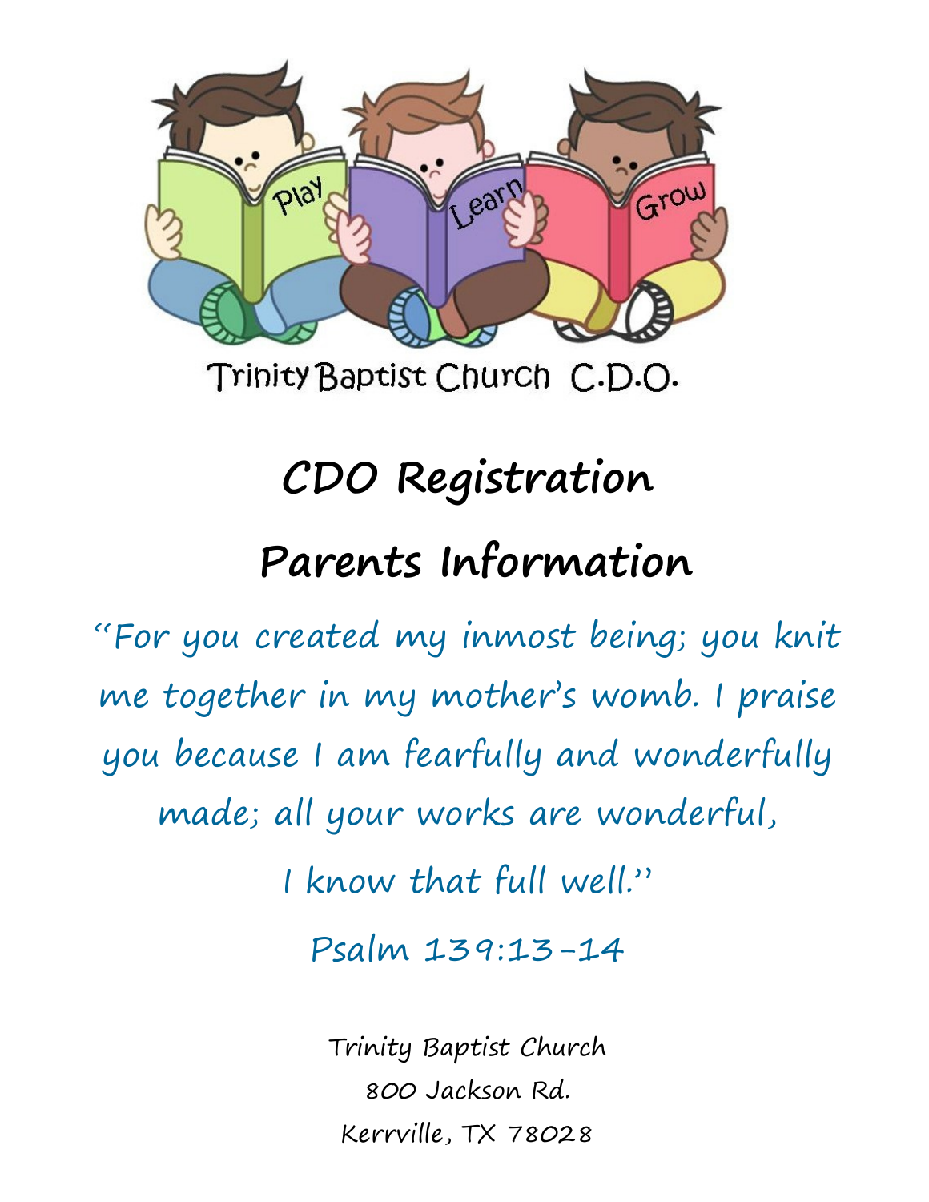Trinity Baptist Church C.D.O.

# CDO Registration

# Parents Information

"For you created my inmost being; you knit me together in my mother's womb. I praise you because I am fearfully and wonderfully made; all your works are wonderful, I know that full well."

Psalm 139:13-14

Trinity Baptist Church
800 Jackson Rd.
Kerrville, TX 78028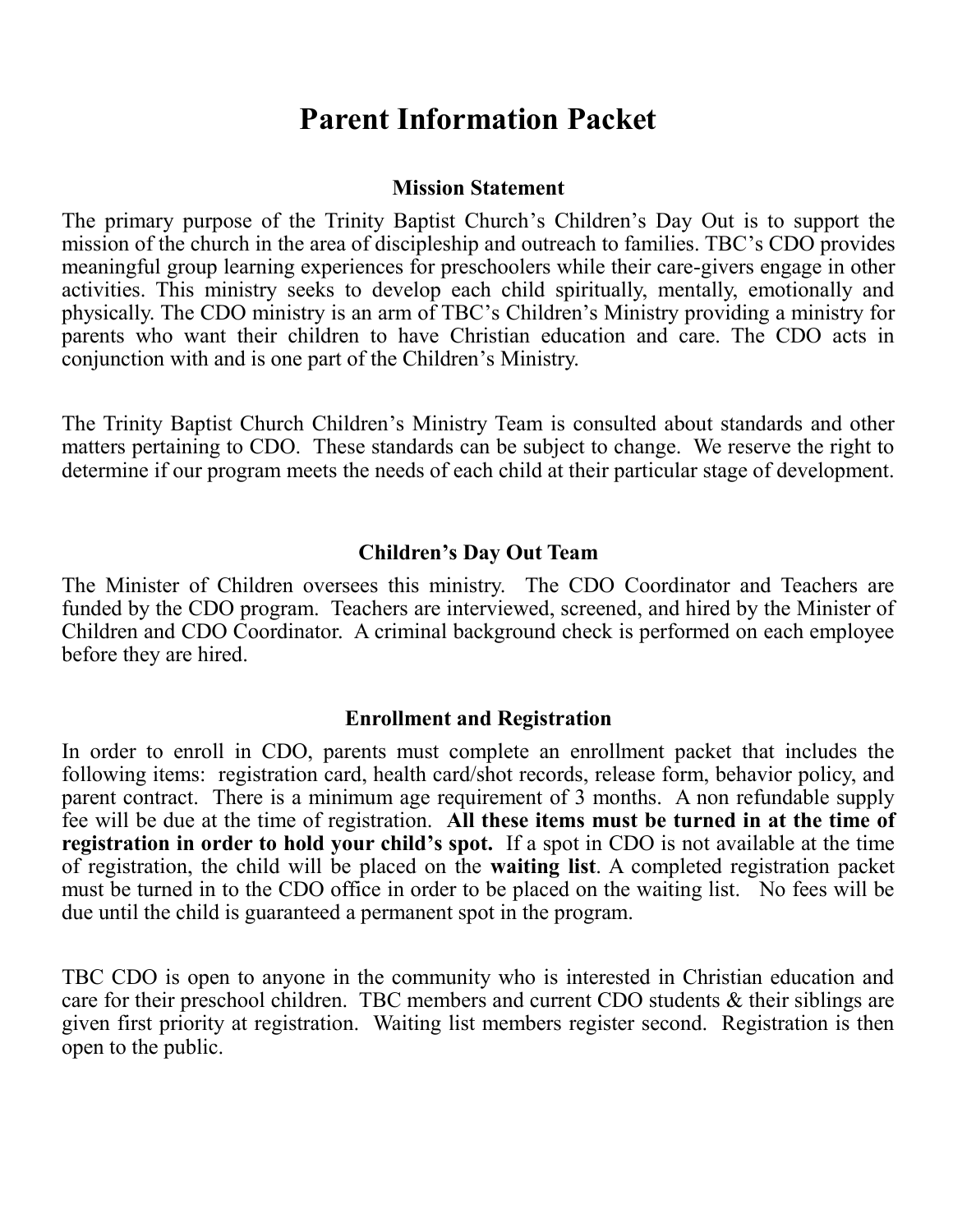# Parent Information Packet

## Mission Statement

The primary purpose of the Trinity Baptist Church's Children's Day Out is to support the mission of the church in the area of discipleship and outreach to families. TBC's CDO provides meaningful group learning experiences for preschoolers while their care-givers engage in other activities. This ministry seeks to develop each child spiritually, mentally, emotionally and physically. The CDO ministry is an arm of TBC's Children's Ministry providing a ministry for parents who want their children to have Christian education and care. The CDO acts in conjunction with and is one part of the Children's Ministry.

The Trinity Baptist Church Children's Ministry Team is consulted about standards and other matters pertaining to CDO. These standards can be subject to change. We reserve the right to determine if our program meets the needs of each child at their particular stage of development.

## Children's Day Out Team

The Minister of Children oversees this ministry. The CDO Coordinator and Teachers are funded by the CDO program. Teachers are interviewed, screened, and hired by the Minister of Children and CDO Coordinator. A criminal background check is performed on each employee before they are hired.

## Enrollment and Registration

In order to enroll in CDO, parents must complete an enrollment packet that includes the following items: registration card, health card/shot records, release form, behavior policy, and parent contract. There is a minimum age requirement of 3 months. A non refundable supply fee will be due at the time of registration. **All these items must be turned in at the time of registration in order to hold your child's spot.** If a spot in CDO is not available at the time of registration, the child will be placed on the **waiting list**. A completed registration packet must be turned in to the CDO office in order to be placed on the waiting list. No fees will be due until the child is guaranteed a permanent spot in the program.

TBC CDO is open to anyone in the community who is interested in Christian education and care for their preschool children. TBC members and current CDO students & their siblings are given first priority at registration. Waiting list members register second. Registration is then open to the public.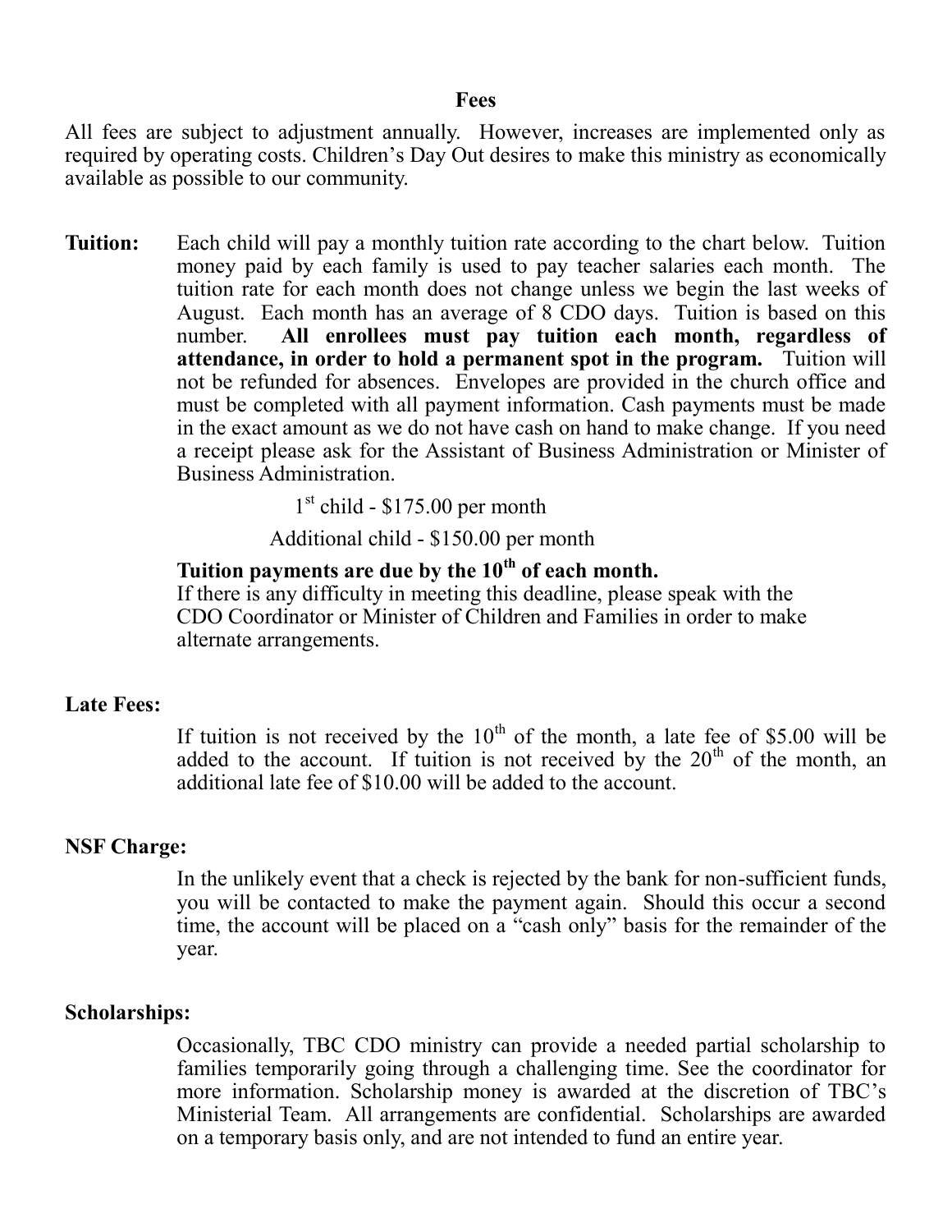## Fees

All fees are subject to adjustment annually. However, increases are implemented only as required by operating costs. Children's Day Out desires to make this ministry as economically available as possible to our community.

**Tuition:** Each child will pay a monthly tuition rate according to the chart below. Tuition money paid by each family is used to pay teacher salaries each month. The tuition rate for each month does not change unless we begin the last weeks of August. Each month has an average of 8 CDO days. Tuition is based on this number. **All enrollees must pay tuition each month, regardless of attendance, in order to hold a permanent spot in the program.** Tuition will not be refunded for absences. Envelopes are provided in the church office and must be completed with all payment information. Cash payments must be made in the exact amount as we do not have cash on hand to make change. If you need a receipt please ask for the Assistant of Business Administration or Minister of Business Administration.

1st child - $175.00 per month

Additional child - $150.00 per month

**Tuition payments are due by the 10th of each month.**

If there is any difficulty in meeting this deadline, please speak with the CDO Coordinator or Minister of Children and Families in order to make alternate arrangements.

**Late Fees:**

If tuition is not received by the 10th of the month, a late fee of $5.00 will be added to the account. If tuition is not received by the 20th of the month, an additional late fee of $10.00 will be added to the account.

**NSF Charge:**

In the unlikely event that a check is rejected by the bank for non-sufficient funds, you will be contacted to make the payment again. Should this occur a second time, the account will be placed on a "cash only" basis for the remainder of the year.

**Scholarships:**

Occasionally, TBC CDO ministry can provide a needed partial scholarship to families temporarily going through a challenging time. See the coordinator for more information. Scholarship money is awarded at the discretion of TBC's Ministerial Team. All arrangements are confidential. Scholarships are awarded on a temporary basis only, and are not intended to fund an entire year.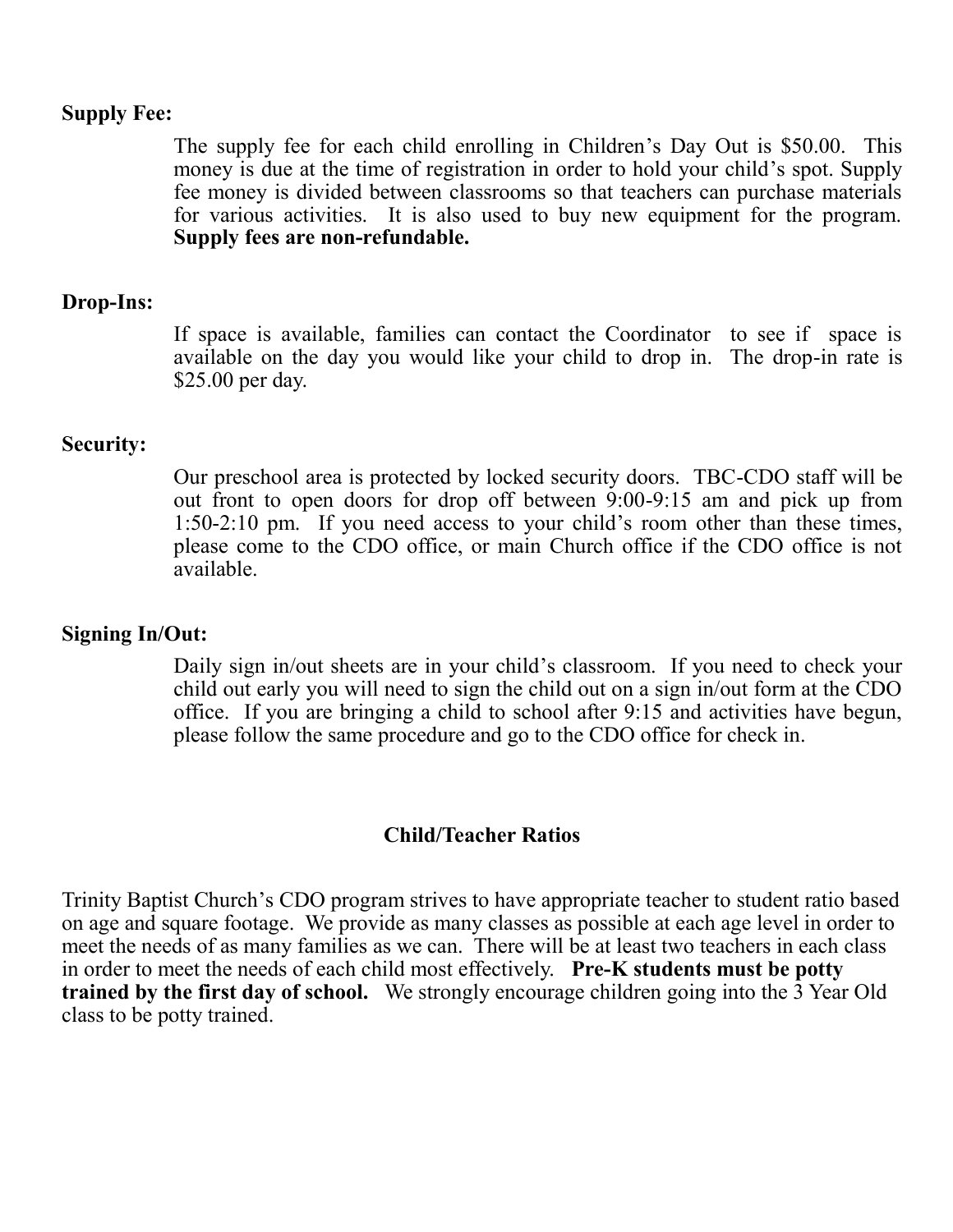**Supply Fee:**

The supply fee for each child enrolling in Children's Day Out is $50.00. This money is due at the time of registration in order to hold your child's spot. Supply fee money is divided between classrooms so that teachers can purchase materials for various activities. It is also used to buy new equipment for the program. **Supply fees are non-refundable.**

**Drop-Ins:**

If space is available, families can contact the Coordinator to see if space is available on the day you would like your child to drop in. The drop-in rate is $25.00 per day.

**Security:**

Our preschool area is protected by locked security doors. TBC-CDO staff will be out front to open doors for drop off between 9:00-9:15 am and pick up from 1:50-2:10 pm. If you need access to your child's room other than these times, please come to the CDO office, or main Church office if the CDO office is not available.

**Signing In/Out:**

Daily sign in/out sheets are in your child's classroom. If you need to check your child out early you will need to sign the child out on a sign in/out form at the CDO office. If you are bringing a child to school after 9:15 and activities have begun, please follow the same procedure and go to the CDO office for check in.

## Child/Teacher Ratios

Trinity Baptist Church's CDO program strives to have appropriate teacher to student ratio based on age and square footage. We provide as many classes as possible at each age level in order to meet the needs of as many families as we can. There will be at least two teachers in each class in order to meet the needs of each child most effectively. **Pre-K students must be potty trained by the first day of school.** We strongly encourage children going into the 3 Year Old class to be potty trained.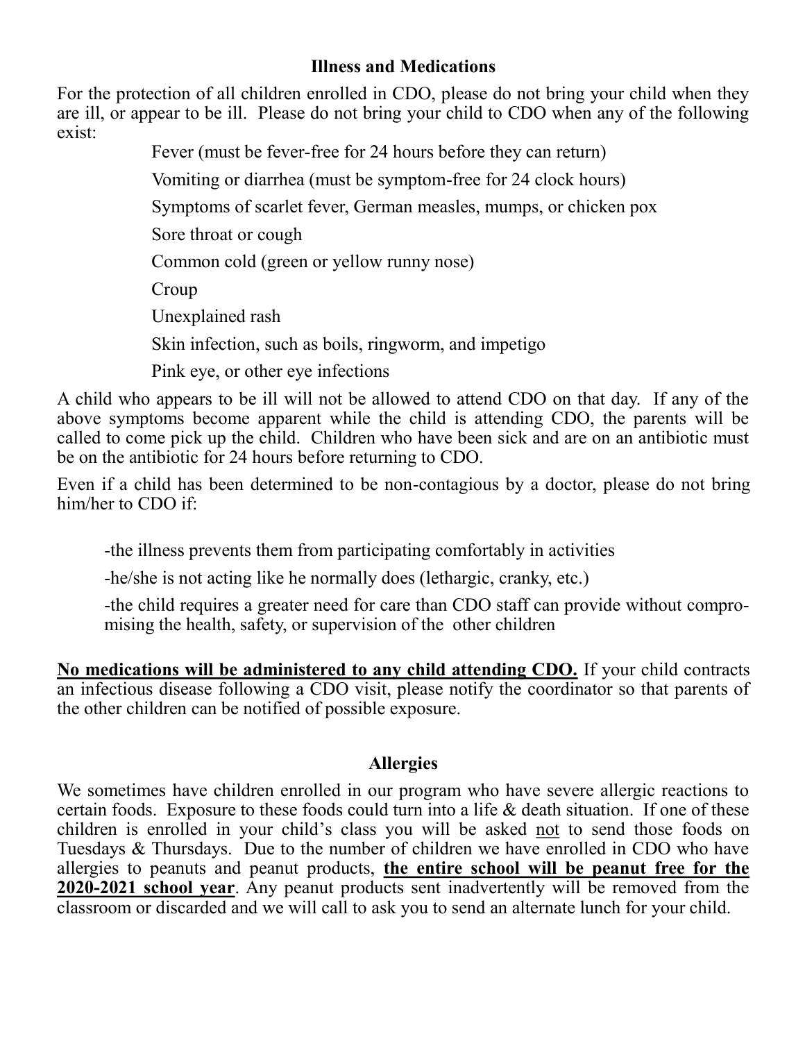## Illness and Medications

For the protection of all children enrolled in CDO, please do not bring your child when they are ill, or appear to be ill. Please do not bring your child to CDO when any of the following exist:

- Fever (must be fever-free for 24 hours before they can return)
- Vomiting or diarrhea (must be symptom-free for 24 clock hours)
- Symptoms of scarlet fever, German measles, mumps, or chicken pox
- Sore throat or cough
- Common cold (green or yellow runny nose)
- Croup
- Unexplained rash
- Skin infection, such as boils, ringworm, and impetigo
- Pink eye, or other eye infections

A child who appears to be ill will not be allowed to attend CDO on that day. If any of the above symptoms become apparent while the child is attending CDO, the parents will be called to come pick up the child. Children who have been sick and are on an antibiotic must be on the antibiotic for 24 hours before returning to CDO.

Even if a child has been determined to be non-contagious by a doctor, please do not bring him/her to CDO if:

-the illness prevents them from participating comfortably in activities

-he/she is not acting like he normally does (lethargic, cranky, etc.)

-the child requires a greater need for care than CDO staff can provide without compromising the health, safety, or supervision of the other children

**No medications will be administered to any child attending CDO.** If your child contracts an infectious disease following a CDO visit, please notify the coordinator so that parents of the other children can be notified of possible exposure.

## Allergies

We sometimes have children enrolled in our program who have severe allergic reactions to certain foods. Exposure to these foods could turn into a life & death situation. If one of these children is enrolled in your child's class you will be asked not to send those foods on Tuesdays & Thursdays. Due to the number of children we have enrolled in CDO who have allergies to peanuts and peanut products, **the entire school will be peanut free for the 2020-2021 school year**. Any peanut products sent inadvertently will be removed from the classroom or discarded and we will call to ask you to send an alternate lunch for your child.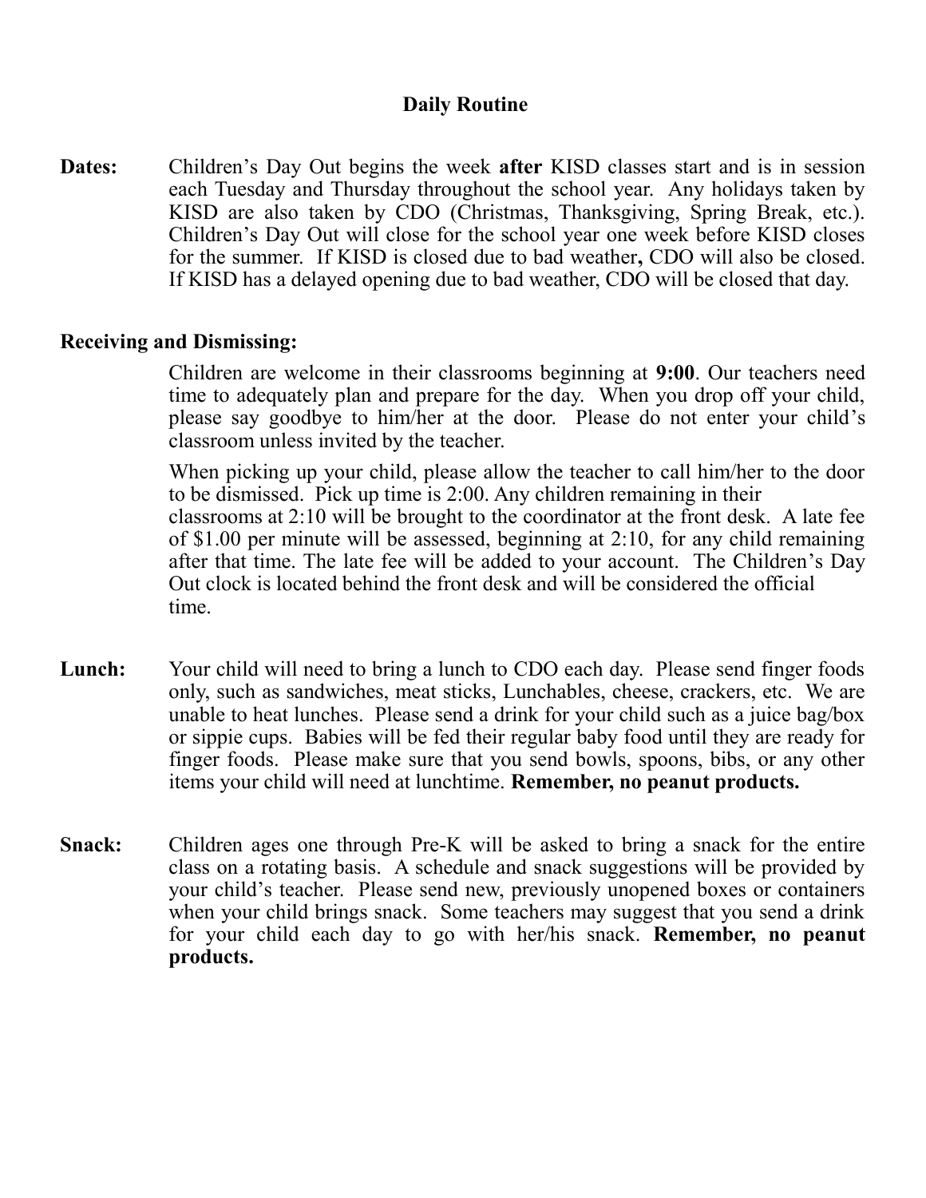## Daily Routine

**Dates:** Children's Day Out begins the week **after** KISD classes start and is in session each Tuesday and Thursday throughout the school year. Any holidays taken by KISD are also taken by CDO (Christmas, Thanksgiving, Spring Break, etc.). Children's Day Out will close for the school year one week before KISD closes for the summer. If KISD is closed due to bad weather**,** CDO will also be closed. If KISD has a delayed opening due to bad weather, CDO will be closed that day.

**Receiving and Dismissing:**

Children are welcome in their classrooms beginning at **9:00**. Our teachers need time to adequately plan and prepare for the day. When you drop off your child, please say goodbye to him/her at the door. Please do not enter your child's classroom unless invited by the teacher.

When picking up your child, please allow the teacher to call him/her to the door to be dismissed. Pick up time is 2:00. Any children remaining in their classrooms at 2:10 will be brought to the coordinator at the front desk. A late fee of $1.00 per minute will be assessed, beginning at 2:10, for any child remaining after that time. The late fee will be added to your account. The Children's Day Out clock is located behind the front desk and will be considered the official time.

**Lunch:** Your child will need to bring a lunch to CDO each day. Please send finger foods only, such as sandwiches, meat sticks, Lunchables, cheese, crackers, etc. We are unable to heat lunches. Please send a drink for your child such as a juice bag/box or sippie cups. Babies will be fed their regular baby food until they are ready for finger foods. Please make sure that you send bowls, spoons, bibs, or any other items your child will need at lunchtime. **Remember, no peanut products.**

**Snack:** Children ages one through Pre-K will be asked to bring a snack for the entire class on a rotating basis. A schedule and snack suggestions will be provided by your child's teacher. Please send new, previously unopened boxes or containers when your child brings snack. Some teachers may suggest that you send a drink for your child each day to go with her/his snack. **Remember, no peanut products.**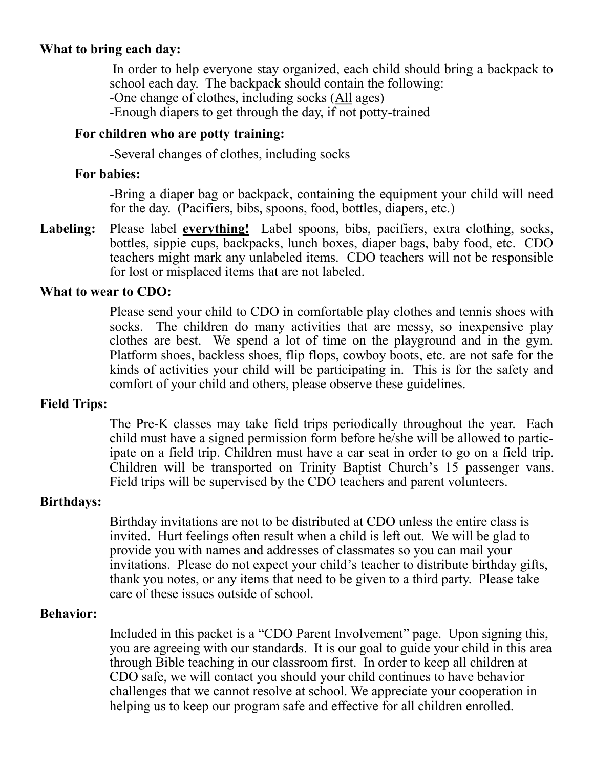**What to bring each day:**

In order to help everyone stay organized, each child should bring a backpack to school each day. The backpack should contain the following:
-One change of clothes, including socks (All ages)
-Enough diapers to get through the day, if not potty-trained

**For children who are potty training:**

-Several changes of clothes, including socks

**For babies:**

-Bring a diaper bag or backpack, containing the equipment your child will need for the day. (Pacifiers, bibs, spoons, food, bottles, diapers, etc.)

**Labeling:** Please label **everything!** Label spoons, bibs, pacifiers, extra clothing, socks, bottles, sippie cups, backpacks, lunch boxes, diaper bags, baby food, etc. CDO teachers might mark any unlabeled items. CDO teachers will not be responsible for lost or misplaced items that are not labeled.

**What to wear to CDO:**

Please send your child to CDO in comfortable play clothes and tennis shoes with socks. The children do many activities that are messy, so inexpensive play clothes are best. We spend a lot of time on the playground and in the gym. Platform shoes, backless shoes, flip flops, cowboy boots, etc. are not safe for the kinds of activities your child will be participating in. This is for the safety and comfort of your child and others, please observe these guidelines.

**Field Trips:**

The Pre-K classes may take field trips periodically throughout the year. Each child must have a signed permission form before he/she will be allowed to participate on a field trip. Children must have a car seat in order to go on a field trip. Children will be transported on Trinity Baptist Church's 15 passenger vans. Field trips will be supervised by the CDO teachers and parent volunteers.

**Birthdays:**

Birthday invitations are not to be distributed at CDO unless the entire class is invited. Hurt feelings often result when a child is left out. We will be glad to provide you with names and addresses of classmates so you can mail your invitations. Please do not expect your child's teacher to distribute birthday gifts, thank you notes, or any items that need to be given to a third party. Please take care of these issues outside of school.

**Behavior:**

Included in this packet is a "CDO Parent Involvement" page. Upon signing this, you are agreeing with our standards. It is our goal to guide your child in this area through Bible teaching in our classroom first. In order to keep all children at CDO safe, we will contact you should your child continues to have behavior challenges that we cannot resolve at school. We appreciate your cooperation in helping us to keep our program safe and effective for all children enrolled.